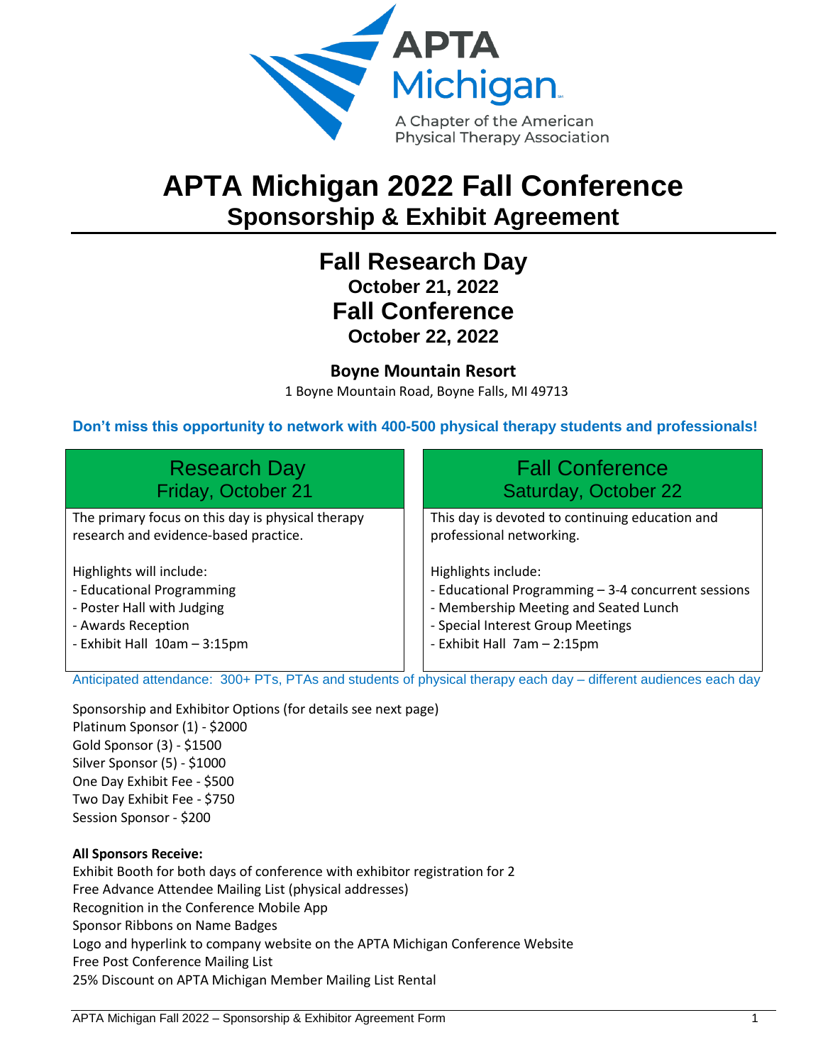APTA Michigan

A Chapter of the American Physical Therapy Association

# APTA Michigan 2022 Fall Conference

## Sponsorship & Exhibit Agreement

## Fall Research Day

### October 21, 2022

## Fall Conference

### October 22, 2022

**Boyne Mountain Resort**

1 Boyne Mountain Road, Boyne Falls, MI 49713

**Don't miss this opportunity to network with 400-500 physical therapy students and professionals!**

| Research Day<br>Friday, October 21 | Fall Conference<br>Saturday, October 22 |
|---|---|
| The primary focus on this day is physical therapy research and evidence-based practice.<br><br>Highlights will include:<br>- Educational Programming<br>- Poster Hall with Judging<br>- Awards Reception<br>- Exhibit Hall 10am – 3:15pm | This day is devoted to continuing education and professional networking.<br><br>Highlights include:<br>- Educational Programming – 3-4 concurrent sessions<br>- Membership Meeting and Seated Lunch<br>- Special Interest Group Meetings<br>- Exhibit Hall 7am – 2:15pm |

Anticipated attendance: 300+ PTs, PTAs and students of physical therapy each day – different audiences each day

Sponsorship and Exhibitor Options (for details see next page)
Platinum Sponsor (1) - $2000
Gold Sponsor (3) - $1500
Silver Sponsor (5) - $1000
One Day Exhibit Fee - $500
Two Day Exhibit Fee - $750
Session Sponsor - $200

**All Sponsors Receive:**
Exhibit Booth for both days of conference with exhibitor registration for 2
Free Advance Attendee Mailing List (physical addresses)
Recognition in the Conference Mobile App
Sponsor Ribbons on Name Badges
Logo and hyperlink to company website on the APTA Michigan Conference Website
Free Post Conference Mailing List
25% Discount on APTA Michigan Member Mailing List Rental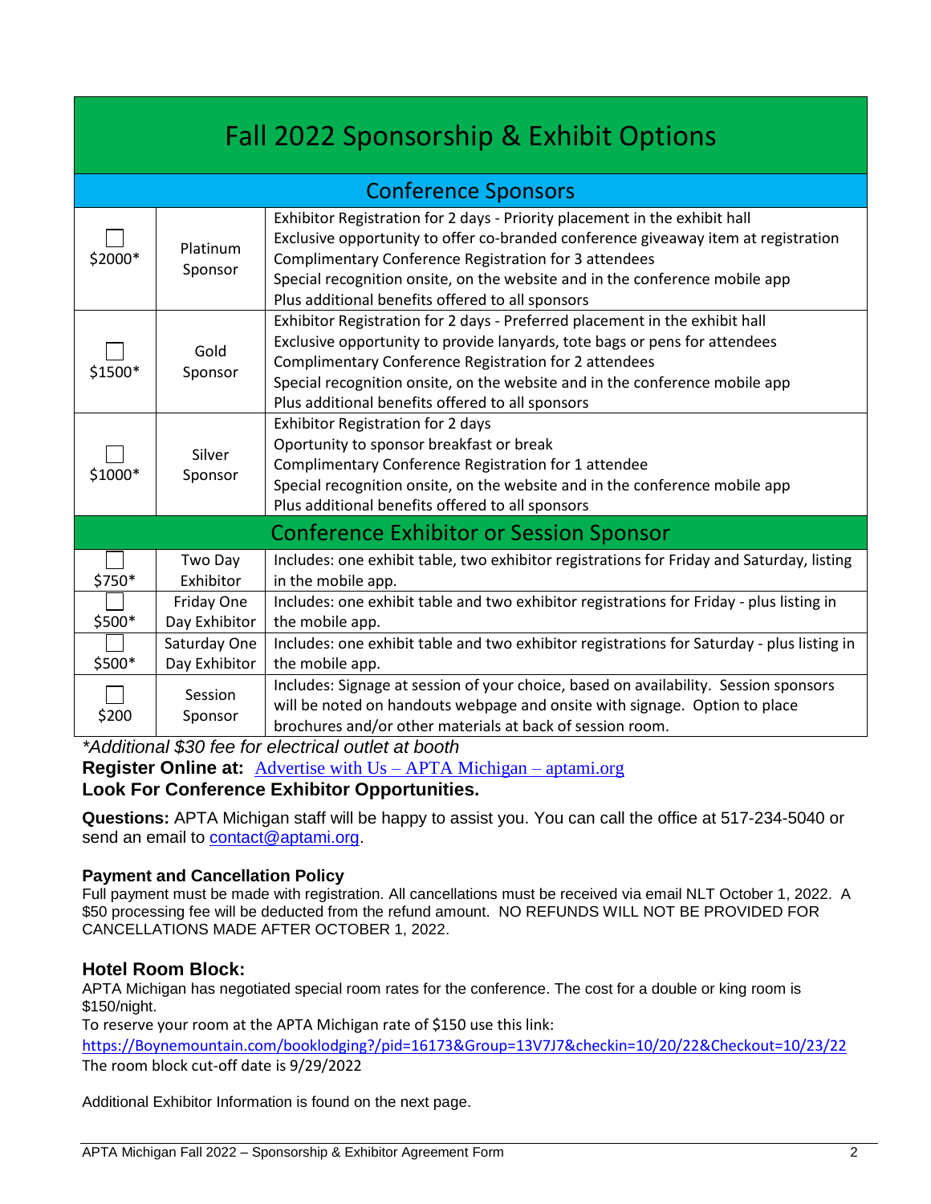# Fall 2022 Sponsorship & Exhibit Options

| | | |
|---|---|---|
| **Conference Sponsors** | | |
| ☐ $2000* | Platinum Sponsor | Exhibitor Registration for 2 days - Priority placement in the exhibit hall<br>Exclusive opportunity to offer co-branded conference giveaway item at registration<br>Complimentary Conference Registration for 3 attendees<br>Special recognition onsite, on the website and in the conference mobile app<br>Plus additional benefits offered to all sponsors |
| ☐ $1500* | Gold Sponsor | Exhibitor Registration for 2 days - Preferred placement in the exhibit hall<br>Exclusive opportunity to provide lanyards, tote bags or pens for attendees<br>Complimentary Conference Registration for 2 attendees<br>Special recognition onsite, on the website and in the conference mobile app<br>Plus additional benefits offered to all sponsors |
| ☐ $1000* | Silver Sponsor | Exhibitor Registration for 2 days<br>Oportunity to sponsor breakfast or break<br>Complimentary Conference Registration for 1 attendee<br>Special recognition onsite, on the website and in the conference mobile app<br>Plus additional benefits offered to all sponsors |
| **Conference Exhibitor or Session Sponsor** | | |
| ☐ $750* | Two Day Exhibitor | Includes: one exhibit table, two exhibitor registrations for Friday and Saturday, listing in the mobile app. |
| ☐ $500* | Friday One Day Exhibitor | Includes: one exhibit table and two exhibitor registrations for Friday - plus listing in the mobile app. |
| ☐ $500* | Saturday One Day Exhibitor | Includes: one exhibit table and two exhibitor registrations for Saturday - plus listing in the mobile app. |
| ☐ $200 | Session Sponsor | Includes: Signage at session of your choice, based on availability. Session sponsors will be noted on handouts webpage and onsite with signage. Option to place brochures and/or other materials at back of session room. |

*\*Additional $30 fee for electrical outlet at booth*

**Register Online at:** Advertise with Us – APTA Michigan – aptami.org

**Look For Conference Exhibitor Opportunities.**

**Questions:** APTA Michigan staff will be happy to assist you. You can call the office at 517-234-5040 or send an email to contact@aptami.org.

### Payment and Cancellation Policy

Full payment must be made with registration. All cancellations must be received via email NLT October 1, 2022. A $50 processing fee will be deducted from the refund amount. NO REFUNDS WILL NOT BE PROVIDED FOR CANCELLATIONS MADE AFTER OCTOBER 1, 2022.

### Hotel Room Block:

APTA Michigan has negotiated special room rates for the conference. The cost for a double or king room is $150/night.

To reserve your room at the APTA Michigan rate of $150 use this link:
https://Boynemountain.com/booklodging?/pid=16173&Group=13V7J7&checkin=10/20/22&Checkout=10/23/22

The room block cut-off date is 9/29/2022

Additional Exhibitor Information is found on the next page.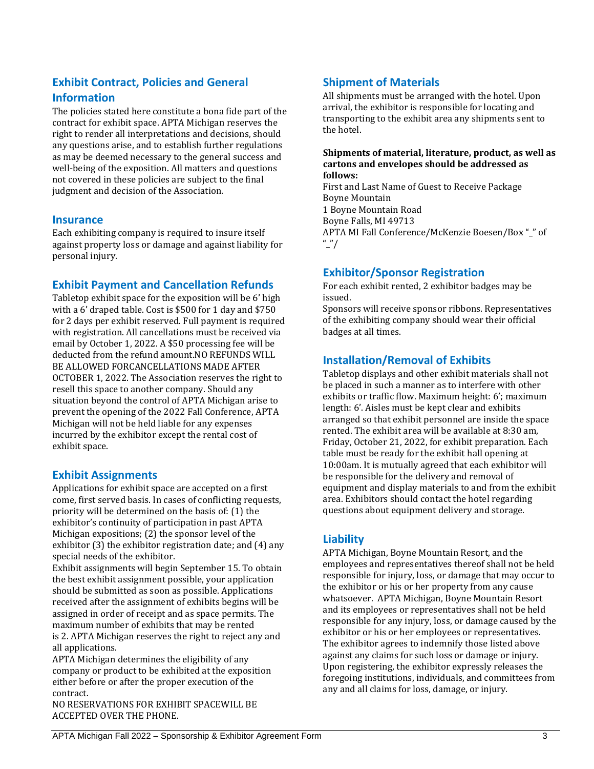## Exhibit Contract, Policies and General Information

The policies stated here constitute a bona fide part of the contract for exhibit space. APTA Michigan reserves the right to render all interpretations and decisions, should any questions arise, and to establish further regulations as may be deemed necessary to the general success and well-being of the exposition. All matters and questions not covered in these policies are subject to the final judgment and decision of the Association.

## Insurance

Each exhibiting company is required to insure itself against property loss or damage and against liability for personal injury.

## Exhibit Payment and Cancellation Refunds

Tabletop exhibit space for the exposition will be 6' high with a 6' draped table. Cost is $500 for 1 day and $750 for 2 days per exhibit reserved. Full payment is required with registration. All cancellations must be received via email by October 1, 2022. A $50 processing fee will be deducted from the refund amount.NO REFUNDS WILL BE ALLOWED FORCANCELLATIONS MADE AFTER OCTOBER 1, 2022. The Association reserves the right to resell this space to another company. Should any situation beyond the control of APTA Michigan arise to prevent the opening of the 2022 Fall Conference, APTA Michigan will not be held liable for any expenses incurred by the exhibitor except the rental cost of exhibit space.

## Exhibit Assignments

Applications for exhibit space are accepted on a first come, first served basis. In cases of conflicting requests, priority will be determined on the basis of: (1) the exhibitor's continuity of participation in past APTA Michigan expositions; (2) the sponsor level of the exhibitor (3) the exhibitor registration date; and (4) any special needs of the exhibitor.

Exhibit assignments will begin September 15. To obtain the best exhibit assignment possible, your application should be submitted as soon as possible. Applications received after the assignment of exhibits begins will be assigned in order of receipt and as space permits. The maximum number of exhibits that may be rented is 2. APTA Michigan reserves the right to reject any and all applications.

APTA Michigan determines the eligibility of any company or product to be exhibited at the exposition either before or after the proper execution of the contract.

NO RESERVATIONS FOR EXHIBIT SPACEWILL BE ACCEPTED OVER THE PHONE.

## Shipment of Materials

All shipments must be arranged with the hotel. Upon arrival, the exhibitor is responsible for locating and transporting to the exhibit area any shipments sent to the hotel.

**Shipments of material, literature, product, as well as cartons and envelopes should be addressed as follows:**

First and Last Name of Guest to Receive Package
Boyne Mountain
1 Boyne Mountain Road
Boyne Falls, MI 49713
APTA MI Fall Conference/McKenzie Boesen/Box "_" of "_"/

## Exhibitor/Sponsor Registration

For each exhibit rented, 2 exhibitor badges may be issued.

Sponsors will receive sponsor ribbons. Representatives of the exhibiting company should wear their official badges at all times.

## Installation/Removal of Exhibits

Tabletop displays and other exhibit materials shall not be placed in such a manner as to interfere with other exhibits or traffic flow. Maximum height: 6'; maximum length: 6'. Aisles must be kept clear and exhibits arranged so that exhibit personnel are inside the space rented. The exhibit area will be available at 8:30 am, Friday, October 21, 2022, for exhibit preparation. Each table must be ready for the exhibit hall opening at 10:00am. It is mutually agreed that each exhibitor will be responsible for the delivery and removal of equipment and display materials to and from the exhibit area. Exhibitors should contact the hotel regarding questions about equipment delivery and storage.

## Liability

APTA Michigan, Boyne Mountain Resort, and the employees and representatives thereof shall not be held responsible for injury, loss, or damage that may occur to the exhibitor or his or her property from any cause whatsoever. APTA Michigan, Boyne Mountain Resort and its employees or representatives shall not be held responsible for any injury, loss, or damage caused by the exhibitor or his or her employees or representatives. The exhibitor agrees to indemnify those listed above against any claims for such loss or damage or injury. Upon registering, the exhibitor expressly releases the foregoing institutions, individuals, and committees from any and all claims for loss, damage, or injury.